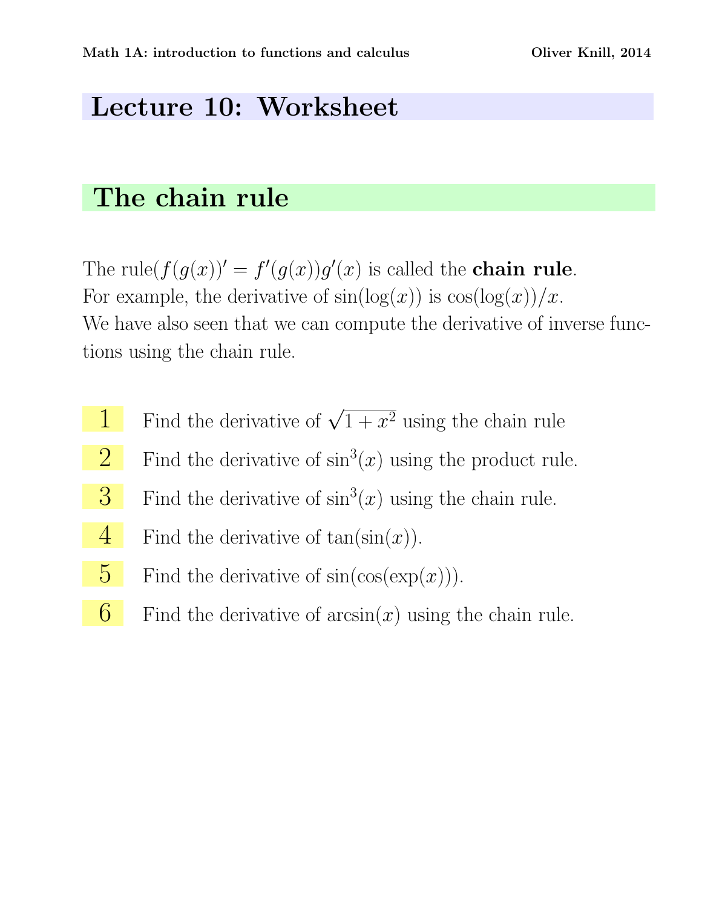# Lecture 10: Worksheet

## The chain rule

The rule$(f(g(x))' = f'(g(x))g'(x)$ is called the **chain rule**.
For example, the derivative of $\sin(\log(x))$ is $\cos(\log(x))/x$.
We have also seen that we can compute the derivative of inverse functions using the chain rule.

**1** Find the derivative of $\sqrt{1+x^2}$ using the chain rule

**2** Find the derivative of $\sin^3(x)$ using the product rule.

**3** Find the derivative of $\sin^3(x)$ using the chain rule.

**4** Find the derivative of $\tan(\sin(x))$.

**5** Find the derivative of $\sin(\cos(\exp(x)))$.

**6** Find the derivative of $\arcsin(x)$ using the chain rule.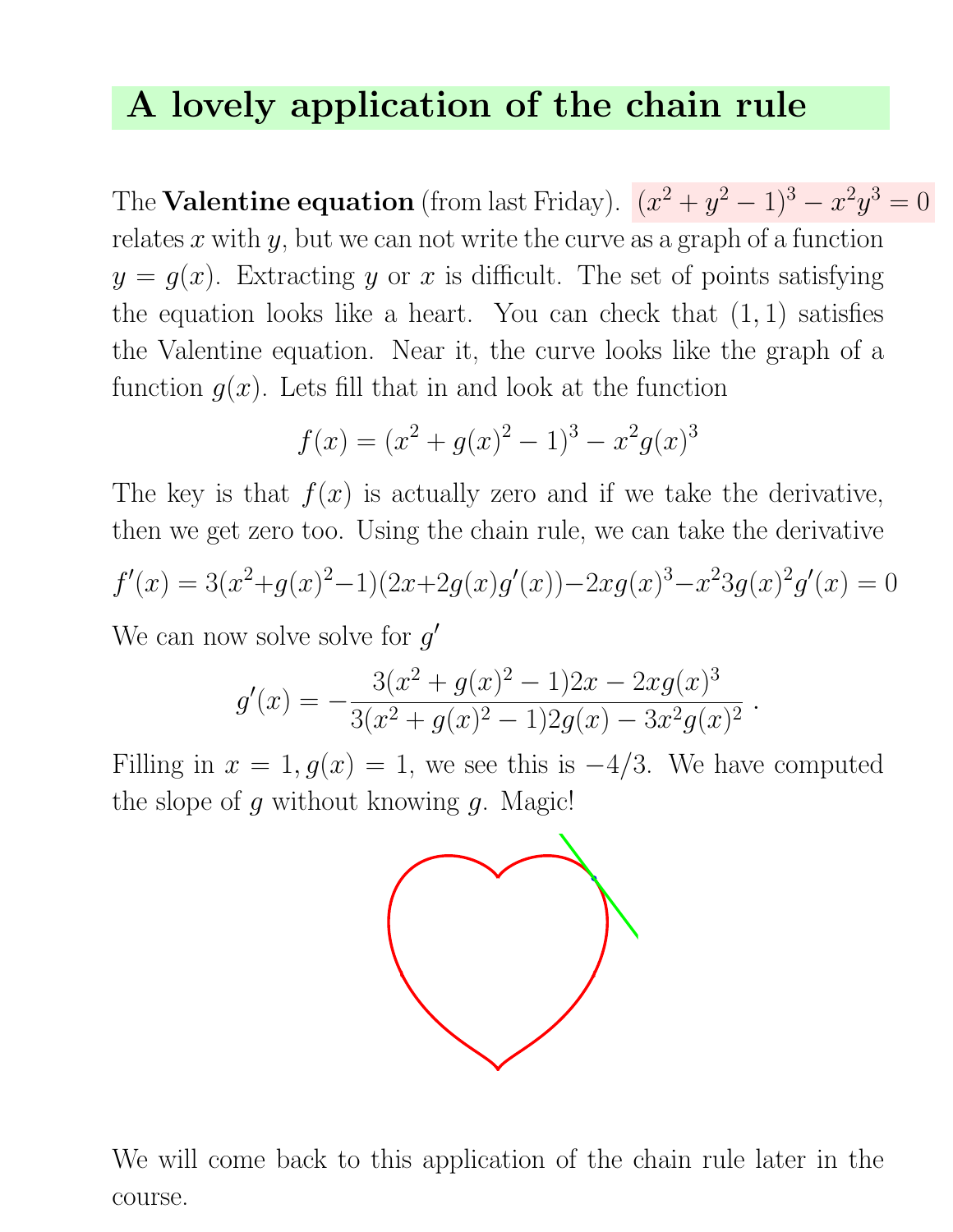## A lovely application of the chain rule

The **Valentine equation** (from last Friday). $(x^2 + y^2 - 1)^3 - x^2y^3 = 0$ relates $x$ with $y$, but we can not write the curve as a graph of a function $y = g(x)$. Extracting $y$ or $x$ is difficult. The set of points satisfying the equation looks like a heart. You can check that $(1, 1)$ satisfies the Valentine equation. Near it, the curve looks like the graph of a function $g(x)$. Lets fill that in and look at the function

$$f(x) = (x^2 + g(x)^2 - 1)^3 - x^2g(x)^3$$

The key is that $f(x)$ is actually zero and if we take the derivative, then we get zero too. Using the chain rule, we can take the derivative

$$f'(x) = 3(x^2+g(x)^2-1)(2x+2g(x)g'(x))-2xg(x)^3-x^2 3g(x)^2g'(x) = 0$$

We can now solve solve for $g'$

$$g'(x) = -\frac{3(x^2 + g(x)^2 - 1)2x - 2xg(x)^3}{3(x^2 + g(x)^2 - 1)2g(x) - 3x^2g(x)^2} .$$

Filling in $x = 1, g(x) = 1$, we see this is $-4/3$. We have computed the slope of $g$ without knowing $g$. Magic!

We will come back to this application of the chain rule later in the course.